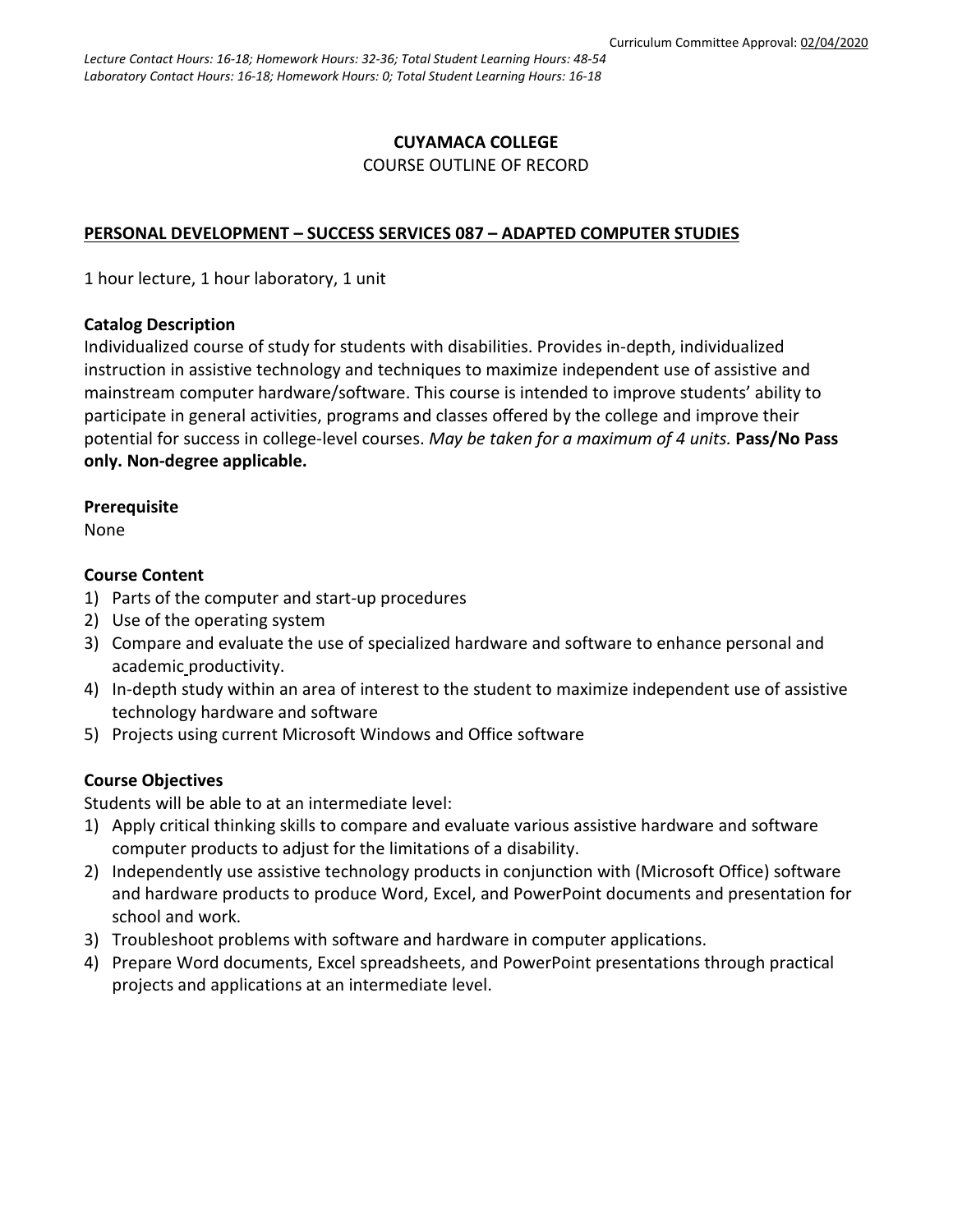Curriculum Committee Approval: 02/04/2020

*Lecture Contact Hours: 16-18; Homework Hours: 32-36; Total Student Learning Hours: 48-54*
*Laboratory Contact Hours: 16-18; Homework Hours: 0; Total Student Learning Hours: 16-18*

**CUYAMACA COLLEGE**

COURSE OUTLINE OF RECORD

**PERSONAL DEVELOPMENT – SUCCESS SERVICES 087 – ADAPTED COMPUTER STUDIES**

1 hour lecture, 1 hour laboratory, 1 unit

**Catalog Description**

Individualized course of study for students with disabilities. Provides in-depth, individualized instruction in assistive technology and techniques to maximize independent use of assistive and mainstream computer hardware/software. This course is intended to improve students' ability to participate in general activities, programs and classes offered by the college and improve their potential for success in college-level courses. *May be taken for a maximum of 4 units.* **Pass/No Pass only. Non-degree applicable.**

**Prerequisite**

None

**Course Content**

1) Parts of the computer and start-up procedures
2) Use of the operating system
3) Compare and evaluate the use of specialized hardware and software to enhance personal and academic productivity.
4) In-depth study within an area of interest to the student to maximize independent use of assistive technology hardware and software
5) Projects using current Microsoft Windows and Office software

**Course Objectives**

Students will be able to at an intermediate level:

1) Apply critical thinking skills to compare and evaluate various assistive hardware and software computer products to adjust for the limitations of a disability.
2) Independently use assistive technology products in conjunction with (Microsoft Office) software and hardware products to produce Word, Excel, and PowerPoint documents and presentation for school and work.
3) Troubleshoot problems with software and hardware in computer applications.
4) Prepare Word documents, Excel spreadsheets, and PowerPoint presentations through practical projects and applications at an intermediate level.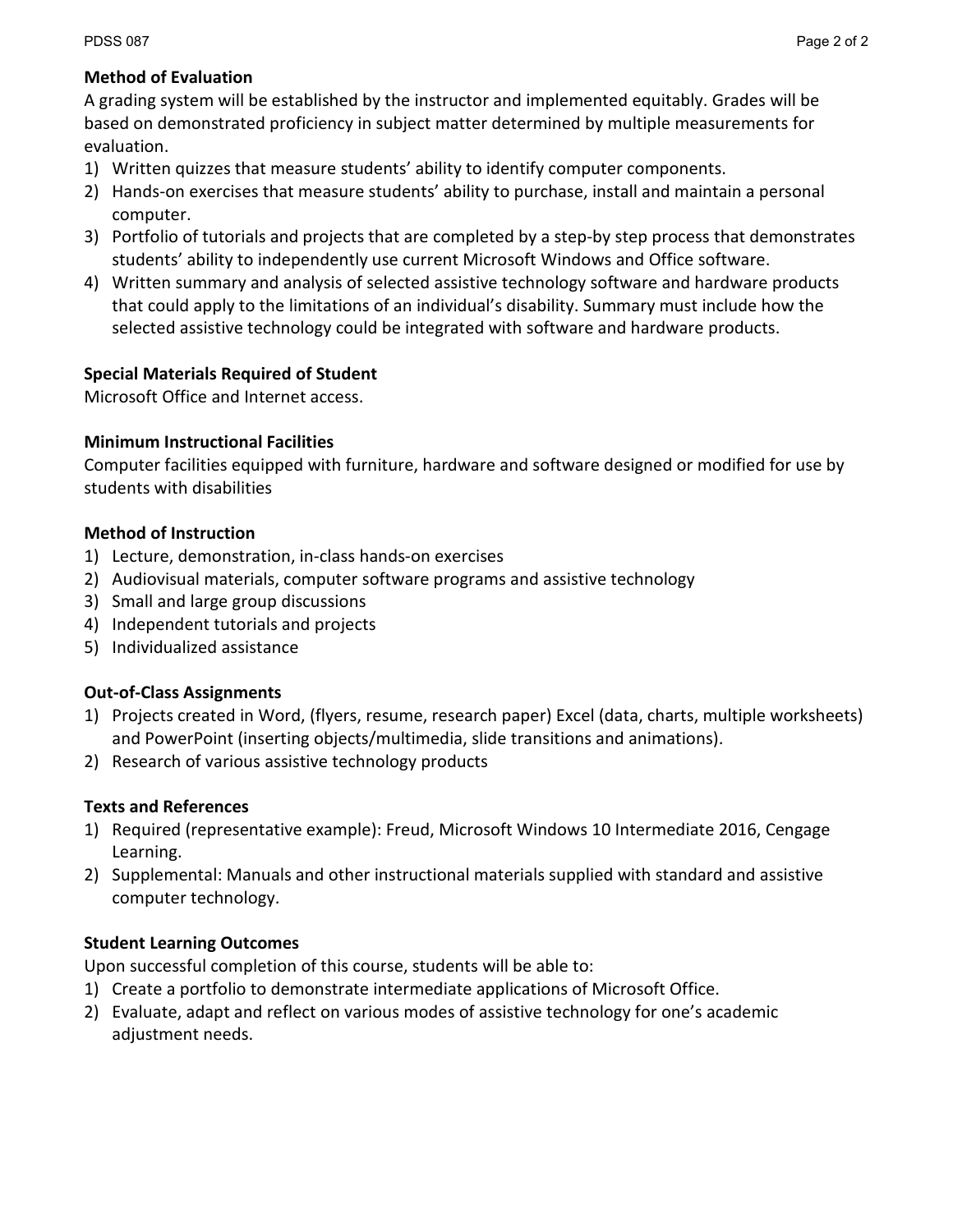## Method of Evaluation

A grading system will be established by the instructor and implemented equitably. Grades will be based on demonstrated proficiency in subject matter determined by multiple measurements for evaluation.

1) Written quizzes that measure students' ability to identify computer components.
2) Hands-on exercises that measure students' ability to purchase, install and maintain a personal computer.
3) Portfolio of tutorials and projects that are completed by a step-by step process that demonstrates students' ability to independently use current Microsoft Windows and Office software.
4) Written summary and analysis of selected assistive technology software and hardware products that could apply to the limitations of an individual's disability. Summary must include how the selected assistive technology could be integrated with software and hardware products.

## Special Materials Required of Student

Microsoft Office and Internet access.

## Minimum Instructional Facilities

Computer facilities equipped with furniture, hardware and software designed or modified for use by students with disabilities

## Method of Instruction

1) Lecture, demonstration, in-class hands-on exercises
2) Audiovisual materials, computer software programs and assistive technology
3) Small and large group discussions
4) Independent tutorials and projects
5) Individualized assistance

## Out-of-Class Assignments

1) Projects created in Word, (flyers, resume, research paper) Excel (data, charts, multiple worksheets) and PowerPoint (inserting objects/multimedia, slide transitions and animations).
2) Research of various assistive technology products

## Texts and References

1) Required (representative example): Freud, Microsoft Windows 10 Intermediate 2016, Cengage Learning.
2) Supplemental: Manuals and other instructional materials supplied with standard and assistive computer technology.

## Student Learning Outcomes

Upon successful completion of this course, students will be able to:

1) Create a portfolio to demonstrate intermediate applications of Microsoft Office.
2) Evaluate, adapt and reflect on various modes of assistive technology for one's academic adjustment needs.